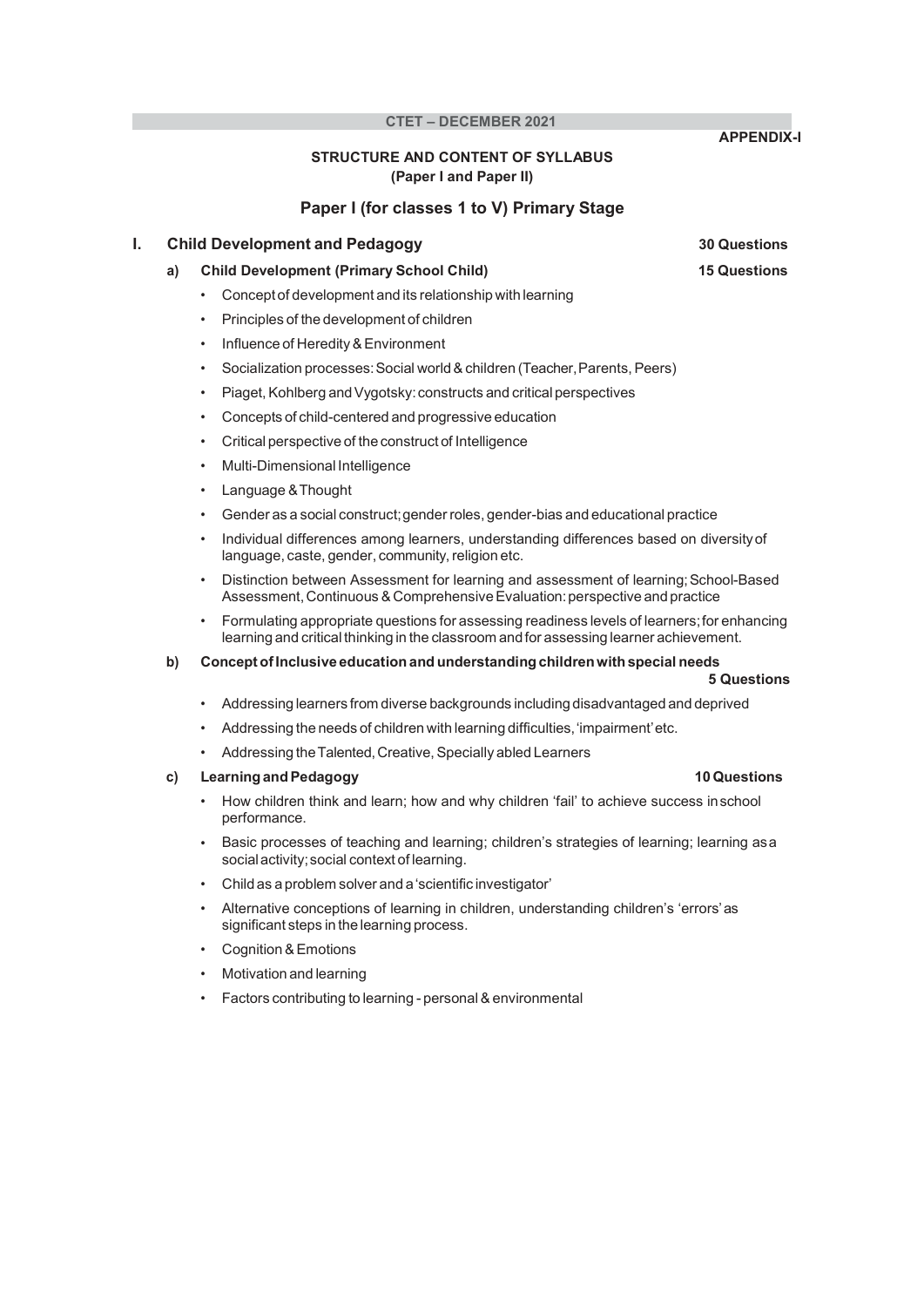**CTET – DECEMBER 2021**

**APPENDIX-I**

## STRUCTURE AND CONTENT OF SYLLABUS
### (Paper I and Paper II)

## Paper I (for classes 1 to V) Primary Stage

### I. Child Development and Pedagogy — 30 Questions

#### a) Child Development (Primary School Child) — 15 Questions

- Concept of development and its relationship with learning
- Principles of the development of children
- Influence of Heredity & Environment
- Socialization processes: Social world & children (Teacher, Parents, Peers)
- Piaget, Kohlberg and Vygotsky: constructs and critical perspectives
- Concepts of child-centered and progressive education
- Critical perspective of the construct of Intelligence
- Multi-Dimensional Intelligence
- Language & Thought
- Gender as a social construct; gender roles, gender-bias and educational practice
- Individual differences among learners, understanding differences based on diversity of language, caste, gender, community, religion etc.
- Distinction between Assessment for learning and assessment of learning; School-Based Assessment, Continuous & Comprehensive Evaluation: perspective and practice
- Formulating appropriate questions for assessing readiness levels of learners; for enhancing learning and critical thinking in the classroom and for assessing learner achievement.

#### b) Concept of Inclusive education and understanding children with special needs — 5 Questions

- Addressing learners from diverse backgrounds including disadvantaged and deprived
- Addressing the needs of children with learning difficulties, 'impairment' etc.
- Addressing the Talented, Creative, Specially abled Learners

#### c) Learning and Pedagogy — 10 Questions

- How children think and learn; how and why children 'fail' to achieve success in school performance.
- Basic processes of teaching and learning; children's strategies of learning; learning as a social activity; social context of learning.
- Child as a problem solver and a 'scientific investigator'
- Alternative conceptions of learning in children, understanding children's 'errors' as significant steps in the learning process.
- Cognition & Emotions
- Motivation and learning
- Factors contributing to learning - personal & environmental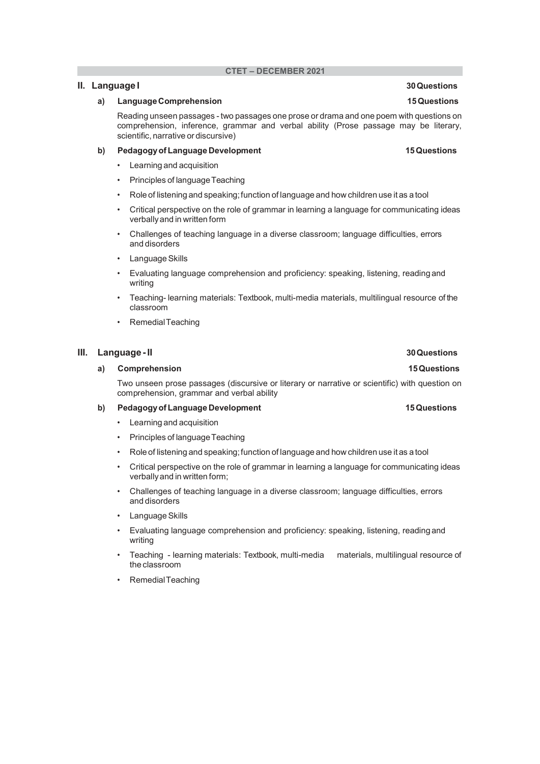**CTET – DECEMBER 2021**

## II. Language I — 30 Questions

### a) Language Comprehension — 15 Questions

Reading unseen passages - two passages one prose or drama and one poem with questions on comprehension, inference, grammar and verbal ability (Prose passage may be literary, scientific, narrative or discursive)

### b) Pedagogy of Language Development — 15 Questions

- Learning and acquisition
- Principles of language Teaching
- Role of listening and speaking; function of language and how children use it as a tool
- Critical perspective on the role of grammar in learning a language for communicating ideas verbally and in written form
- Challenges of teaching language in a diverse classroom; language difficulties, errors and disorders
- Language Skills
- Evaluating language comprehension and proficiency: speaking, listening, reading and writing
- Teaching- learning materials: Textbook, multi-media materials, multilingual resource of the classroom
- Remedial Teaching

## III. Language - II — 30 Questions

### a) Comprehension — 15 Questions

Two unseen prose passages (discursive or literary or narrative or scientific) with question on comprehension, grammar and verbal ability

### b) Pedagogy of Language Development — 15 Questions

- Learning and acquisition
- Principles of language Teaching
- Role of listening and speaking; function of language and how children use it as a tool
- Critical perspective on the role of grammar in learning a language for communicating ideas verbally and in written form;
- Challenges of teaching language in a diverse classroom; language difficulties, errors and disorders
- Language Skills
- Evaluating language comprehension and proficiency: speaking, listening, reading and writing
- Teaching - learning materials: Textbook, multi-media materials, multilingual resource of the classroom
- Remedial Teaching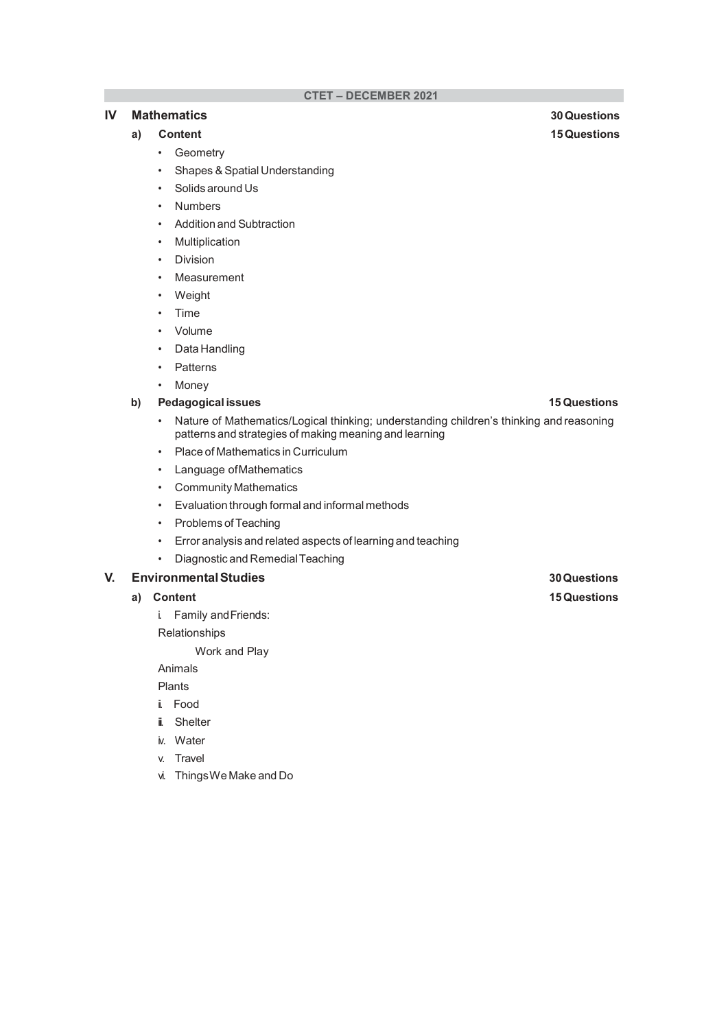## IV Mathematics — 30 Questions

### a) Content — 15 Questions

- Geometry
- Shapes & Spatial Understanding
- Solids around Us
- Numbers
- Addition and Subtraction
- Multiplication
- Division
- Measurement
- Weight
- Time
- Volume
- Data Handling
- Patterns
- Money

### b) Pedagogical issues — 15 Questions

- Nature of Mathematics/Logical thinking; understanding children's thinking and reasoning patterns and strategies of making meaning and learning
- Place of Mathematics in Curriculum
- Language of Mathematics
- Community Mathematics
- Evaluation through formal and informal methods
- Problems of Teaching
- Error analysis and related aspects of learning and teaching
- Diagnostic and Remedial Teaching

## V. Environmental Studies — 30 Questions

### a) Content — 15 Questions

i. Family and Friends:

Relationships

Work and Play

Animals

Plants

ii. Food

iii. Shelter

iv. Water

v. Travel

vi. Things We Make and Do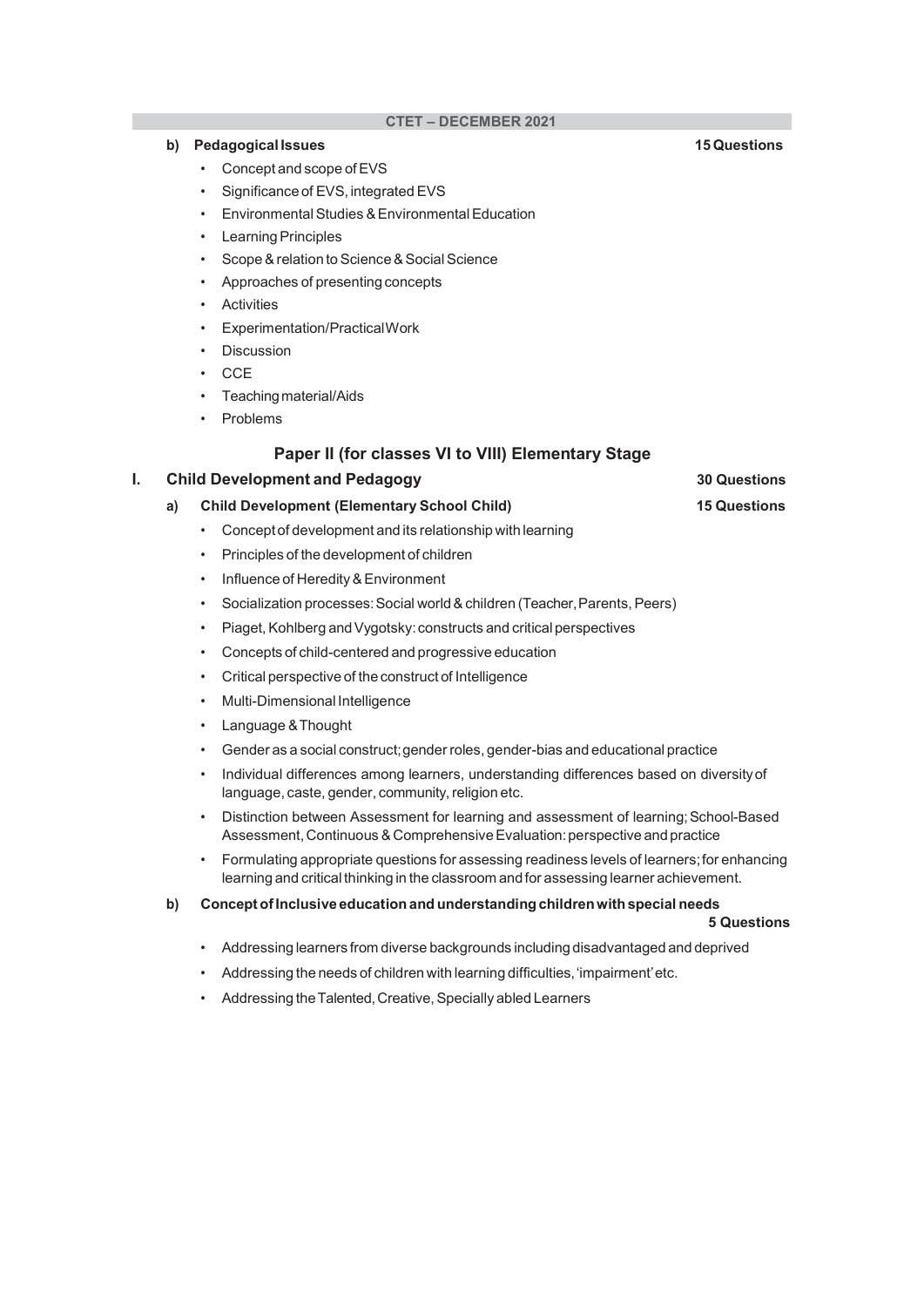**b) Pedagogical Issues** **15 Questions**

- Concept and scope of EVS
- Significance of EVS, integrated EVS
- Environmental Studies & Environmental Education
- Learning Principles
- Scope & relation to Science & Social Science
- Approaches of presenting concepts
- Activities
- Experimentation/Practical Work
- Discussion
- CCE
- Teaching material/Aids
- Problems

## Paper II (for classes VI to VIII) Elementary Stage

### I. Child Development and Pedagogy **30 Questions**

**a) Child Development (Elementary School Child)** **15 Questions**

- Concept of development and its relationship with learning
- Principles of the development of children
- Influence of Heredity & Environment
- Socialization processes: Social world & children (Teacher, Parents, Peers)
- Piaget, Kohlberg and Vygotsky: constructs and critical perspectives
- Concepts of child-centered and progressive education
- Critical perspective of the construct of Intelligence
- Multi-Dimensional Intelligence
- Language & Thought
- Gender as a social construct; gender roles, gender-bias and educational practice
- Individual differences among learners, understanding differences based on diversity of language, caste, gender, community, religion etc.
- Distinction between Assessment for learning and assessment of learning; School-Based Assessment, Continuous & Comprehensive Evaluation: perspective and practice
- Formulating appropriate questions for assessing readiness levels of learners; for enhancing learning and critical thinking in the classroom and for assessing learner achievement.

**b) Concept of Inclusive education and understanding children with special needs** **5 Questions**

- Addressing learners from diverse backgrounds including disadvantaged and deprived
- Addressing the needs of children with learning difficulties, 'impairment' etc.
- Addressing the Talented, Creative, Specially abled Learners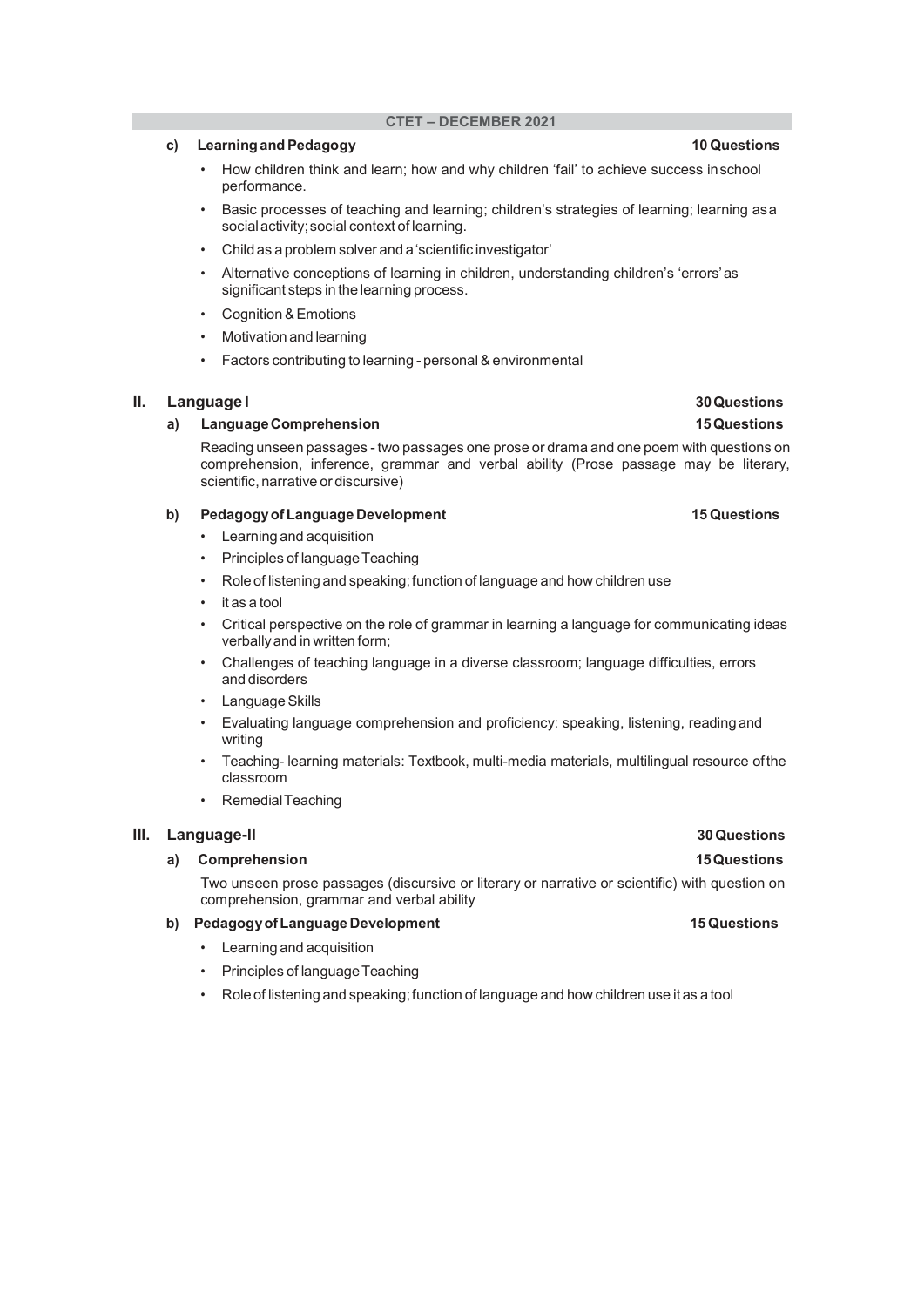**c) Learning and Pedagogy** **10 Questions**

- How children think and learn; how and why children 'fail' to achieve success in school performance.
- Basic processes of teaching and learning; children's strategies of learning; learning as a social activity; social context of learning.
- Child as a problem solver and a 'scientific investigator'
- Alternative conceptions of learning in children, understanding children's 'errors' as significant steps in the learning process.
- Cognition & Emotions
- Motivation and learning
- Factors contributing to learning - personal & environmental

## II. Language I **30 Questions**

**a) Language Comprehension** **15 Questions**

Reading unseen passages - two passages one prose or drama and one poem with questions on comprehension, inference, grammar and verbal ability (Prose passage may be literary, scientific, narrative or discursive)

**b) Pedagogy of Language Development** **15 Questions**

- Learning and acquisition
- Principles of language Teaching
- Role of listening and speaking; function of language and how children use
- it as a tool
- Critical perspective on the role of grammar in learning a language for communicating ideas verbally and in written form;
- Challenges of teaching language in a diverse classroom; language difficulties, errors and disorders
- Language Skills
- Evaluating language comprehension and proficiency: speaking, listening, reading and writing
- Teaching- learning materials: Textbook, multi-media materials, multilingual resource of the classroom
- Remedial Teaching

## III. Language-II **30 Questions**

**a) Comprehension** **15 Questions**

Two unseen prose passages (discursive or literary or narrative or scientific) with question on comprehension, grammar and verbal ability

**b) Pedagogy of Language Development** **15 Questions**

- Learning and acquisition
- Principles of language Teaching
- Role of listening and speaking; function of language and how children use it as a tool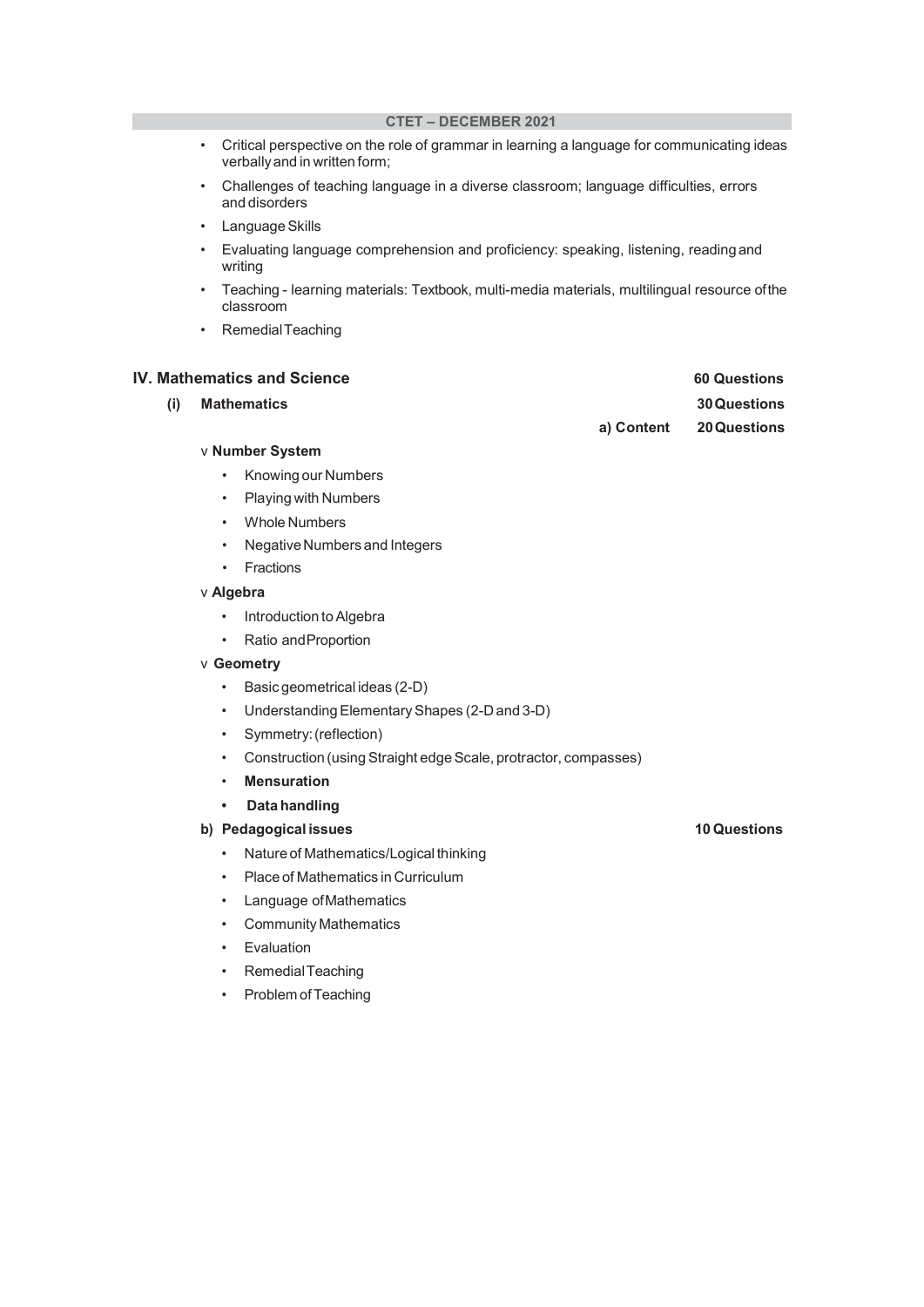- Critical perspective on the role of grammar in learning a language for communicating ideas verbally and in written form;
- Challenges of teaching language in a diverse classroom; language difficulties, errors and disorders
- Language Skills
- Evaluating language comprehension and proficiency: speaking, listening, reading and writing
- Teaching - learning materials: Textbook, multi-media materials, multilingual resource of the classroom
- Remedial Teaching

## IV. Mathematics and Science — 60 Questions

### (i) Mathematics — 30 Questions

#### a) Content — 20 Questions

v **Number System**

- Knowing our Numbers
- Playing with Numbers
- Whole Numbers
- Negative Numbers and Integers
- Fractions

v **Algebra**

- Introduction to Algebra
- Ratio and Proportion

v **Geometry**

- Basic geometrical ideas (2-D)
- Understanding Elementary Shapes (2-D and 3-D)
- Symmetry: (reflection)
- Construction (using Straight edge Scale, protractor, compasses)
- **Mensuration**
- **Data handling**

#### b) Pedagogical issues — 10 Questions

- Nature of Mathematics/Logical thinking
- Place of Mathematics in Curriculum
- Language of Mathematics
- Community Mathematics
- Evaluation
- Remedial Teaching
- Problem of Teaching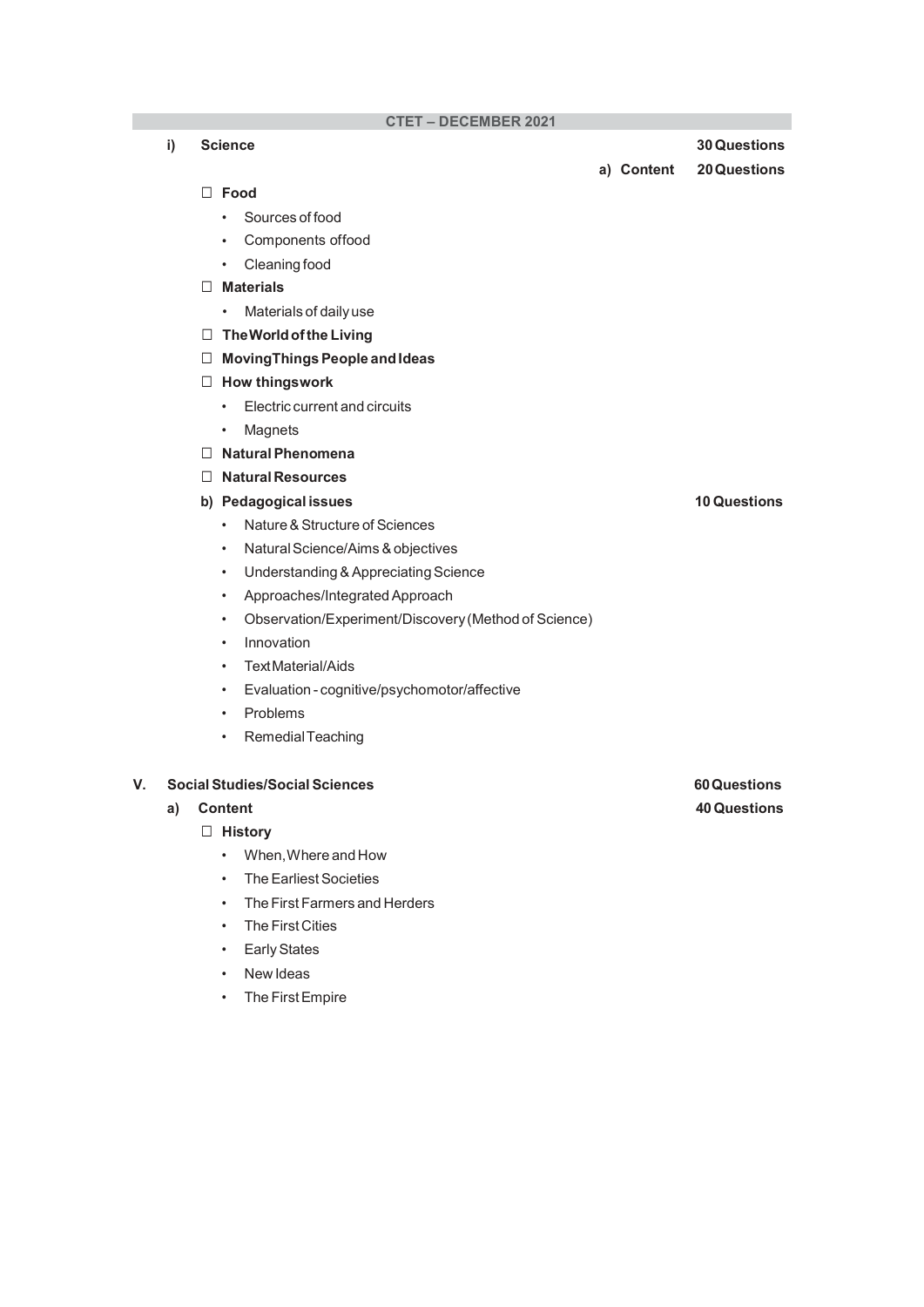**CTET – DECEMBER 2021**

**i) Science** — **30 Questions**

**a) Content** — **20 Questions**

- ☐ **Food**
  - Sources of food
  - Components offood
  - Cleaning food
- ☐ **Materials**
  - Materials of daily use
- ☐ **TheWorld of the Living**
- ☐ **MovingThings People and Ideas**
- ☐ **How thingswork**
  - Electric current and circuits
  - Magnets
- ☐ **Natural Phenomena**
- ☐ **Natural Resources**

**b) Pedagogical issues** — **10 Questions**

- Nature & Structure of Sciences
- Natural Science/Aims & objectives
- Understanding & Appreciating Science
- Approaches/Integrated Approach
- Observation/Experiment/Discovery (Method of Science)
- Innovation
- TextMaterial/Aids
- Evaluation - cognitive/psychomotor/affective
- Problems
- Remedial Teaching

**V. Social Studies/Social Sciences** — **60 Questions**

**a) Content** — **40 Questions**

- ☐ **History**
  - When, Where and How
  - The Earliest Societies
  - The First Farmers and Herders
  - The First Cities
  - Early States
  - New Ideas
  - The First Empire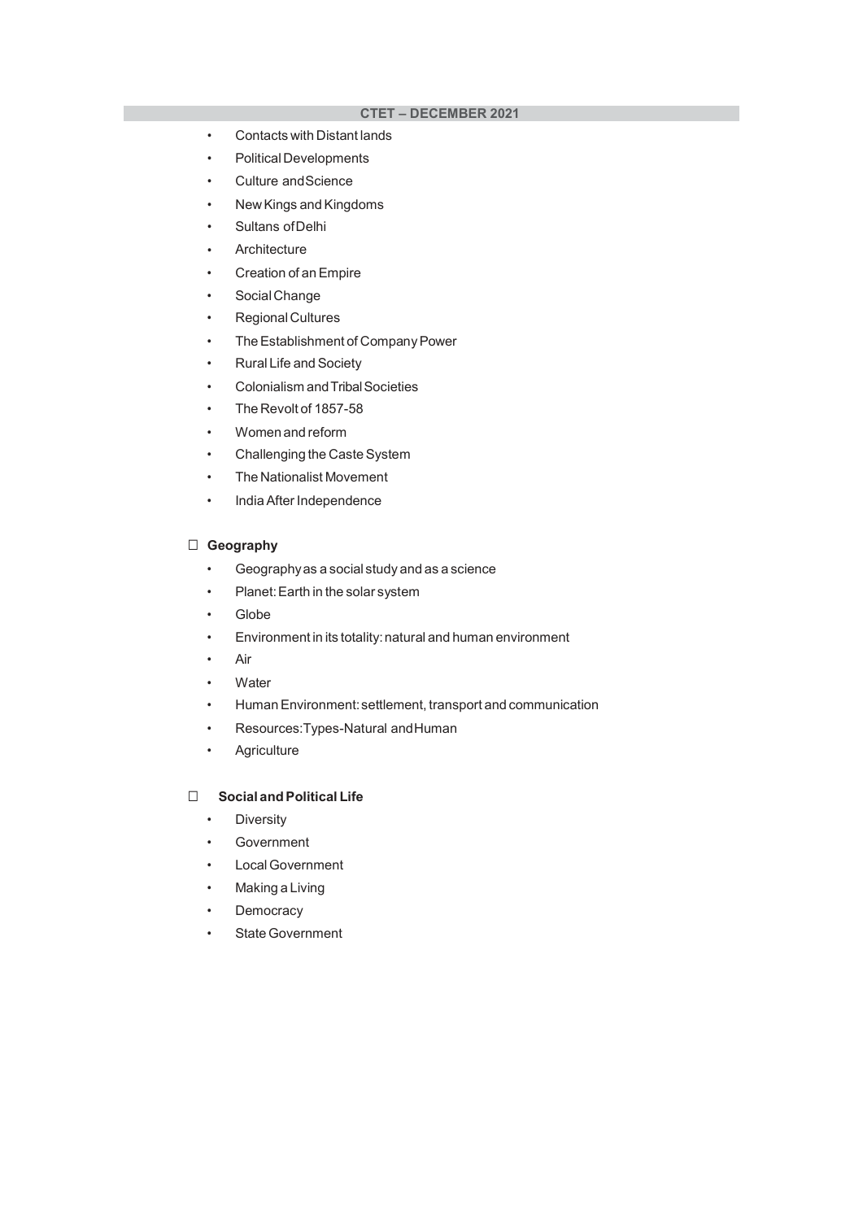- Contacts with Distant lands
- Political Developments
- Culture and Science
- New Kings and Kingdoms
- Sultans of Delhi
- Architecture
- Creation of an Empire
- Social Change
- Regional Cultures
- The Establishment of Company Power
- Rural Life and Society
- Colonialism and Tribal Societies
- The Revolt of 1857-58
- Women and reform
- Challenging the Caste System
- The Nationalist Movement
- India After Independence

**Geography**

- Geography as a social study and as a science
- Planet: Earth in the solar system
- Globe
- Environment in its totality: natural and human environment
- Air
- Water
- Human Environment: settlement, transport and communication
- Resources: Types-Natural and Human
- Agriculture

**Social and Political Life**

- Diversity
- Government
- Local Government
- Making a Living
- Democracy
- State Government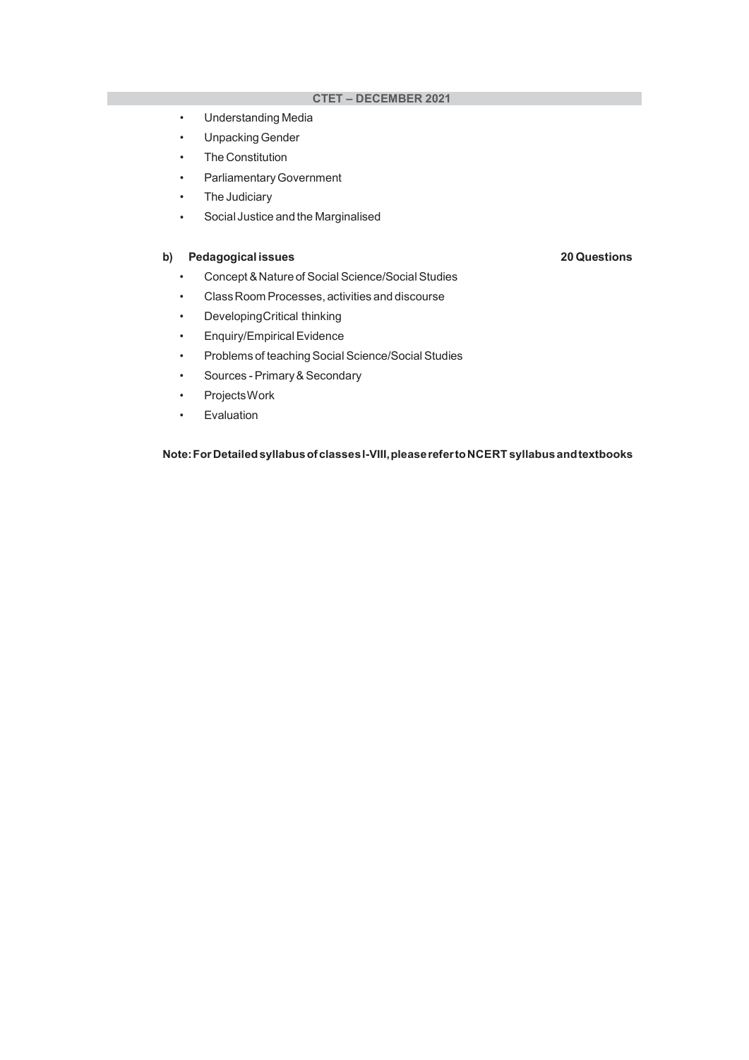- Understanding Media
- Unpacking Gender
- The Constitution
- Parliamentary Government
- The Judiciary
- Social Justice and the Marginalised

**b) Pedagogical issues** **20 Questions**

- Concept & Nature of Social Science/Social Studies
- Class Room Processes, activities and discourse
- Developing Critical thinking
- Enquiry/Empirical Evidence
- Problems of teaching Social Science/Social Studies
- Sources - Primary & Secondary
- Projects Work
- Evaluation

**Note: For Detailed syllabus of classes I-VIII, please refer to NCERT syllabus and textbooks**